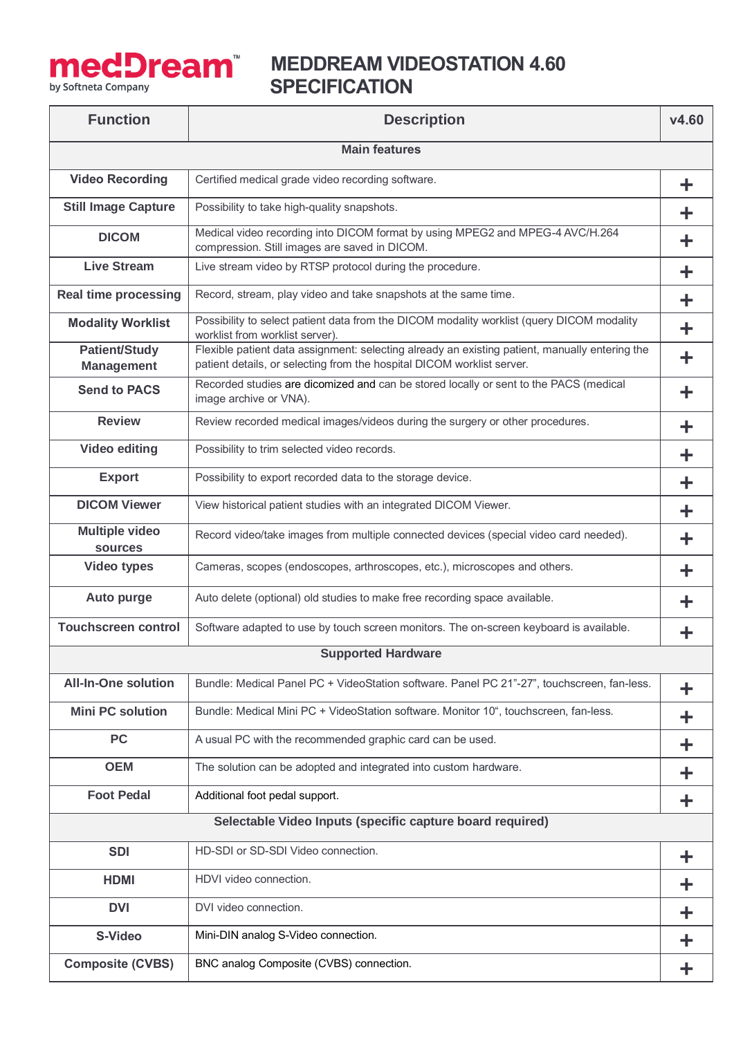# MEDDREAM VIDEOSTATION 4.60 SPECIFICATION

| Function | Description | v4.60 |
|---|---|---|
| **Main features** | | |
| **Video Recording** | Certified medical grade video recording software. | + |
| **Still Image Capture** | Possibility to take high-quality snapshots. | + |
| **DICOM** | Medical video recording into DICOM format by using MPEG2 and MPEG-4 AVC/H.264 compression. Still images are saved in DICOM. | + |
| **Live Stream** | Live stream video by RTSP protocol during the procedure. | + |
| **Real time processing** | Record, stream, play video and take snapshots at the same time. | + |
| **Modality Worklist** | Possibility to select patient data from the DICOM modality worklist (query DICOM modality worklist from worklist server). | + |
| **Patient/Study Management** | Flexible patient data assignment: selecting already an existing patient, manually entering the patient details, or selecting from the hospital DICOM worklist server. | + |
| **Send to PACS** | Recorded studies are dicomized and can be stored locally or sent to the PACS (medical image archive or VNA). | + |
| **Review** | Review recorded medical images/videos during the surgery or other procedures. | + |
| **Video editing** | Possibility to trim selected video records. | + |
| **Export** | Possibility to export recorded data to the storage device. | + |
| **DICOM Viewer** | View historical patient studies with an integrated DICOM Viewer. | + |
| **Multiple video sources** | Record video/take images from multiple connected devices (special video card needed). | + |
| **Video types** | Cameras, scopes (endoscopes, arthroscopes, etc.), microscopes and others. | + |
| **Auto purge** | Auto delete (optional) old studies to make free recording space available. | + |
| **Touchscreen control** | Software adapted to use by touch screen monitors. The on-screen keyboard is available. | + |
| **Supported Hardware** | | |
| **All-In-One solution** | Bundle: Medical Panel PC + VideoStation software. Panel PC 21"-27", touchscreen, fan-less. | + |
| **Mini PC solution** | Bundle: Medical Mini PC + VideoStation software. Monitor 10", touchscreen, fan-less. | + |
| **PC** | A usual PC with the recommended graphic card can be used. | + |
| **OEM** | The solution can be adopted and integrated into custom hardware. | + |
| **Foot Pedal** | Additional foot pedal support. | + |
| **Selectable Video Inputs (specific capture board required)** | | |
| **SDI** | HD-SDI or SD-SDI Video connection. | + |
| **HDMI** | HDVI video connection. | + |
| **DVI** | DVI video connection. | + |
| **S-Video** | Mini-DIN analog S-Video connection. | + |
| **Composite (CVBS)** | BNC analog Composite (CVBS) connection. | + |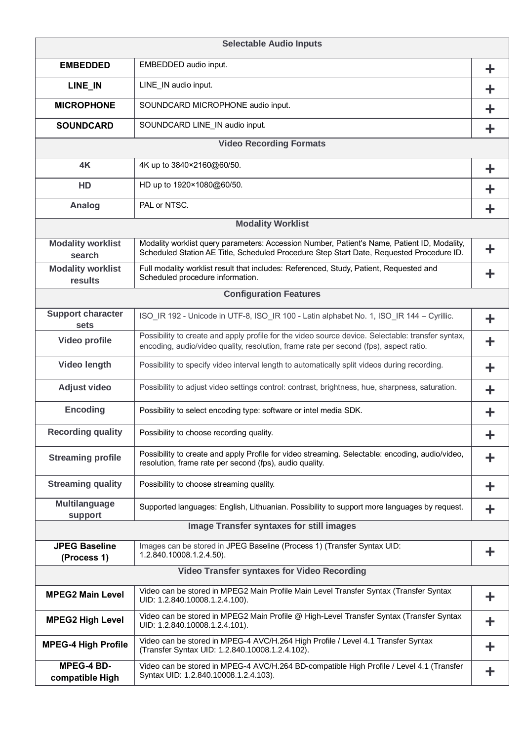| Selectable Audio Inputs | | |
|---|---|---|
| **EMBEDDED** | EMBEDDED audio input. | + |
| **LINE_IN** | LINE_IN audio input. | + |
| **MICROPHONE** | SOUNDCARD MICROPHONE audio input. | + |
| **SOUNDCARD** | SOUNDCARD LINE_IN audio input. | + |
| **Video Recording Formats** | | |
| **4K** | 4K up to 3840×2160@60/50. | + |
| **HD** | HD up to 1920×1080@60/50. | + |
| **Analog** | PAL or NTSC. | + |
| **Modality Worklist** | | |
| **Modality worklist search** | Modality worklist query parameters: Accession Number, Patient's Name, Patient ID, Modality, Scheduled Station AE Title, Scheduled Procedure Step Start Date, Requested Procedure ID. | + |
| **Modality worklist results** | Full modality worklist result that includes: Referenced, Study, Patient, Requested and Scheduled procedure information. | + |
| **Configuration Features** | | |
| **Support character sets** | ISO_IR 192 - Unicode in UTF-8, ISO_IR 100 - Latin alphabet No. 1, ISO_IR 144 – Cyrillic. | + |
| **Video profile** | Possibility to create and apply profile for the video source device. Selectable: transfer syntax, encoding, audio/video quality, resolution, frame rate per second (fps), aspect ratio. | + |
| **Video length** | Possibility to specify video interval length to automatically split videos during recording. | + |
| **Adjust video** | Possibility to adjust video settings control: contrast, brightness, hue, sharpness, saturation. | + |
| **Encoding** | Possibility to select encoding type: software or intel media SDK. | + |
| **Recording quality** | Possibility to choose recording quality. | + |
| **Streaming profile** | Possibility to create and apply Profile for video streaming. Selectable: encoding, audio/video, resolution, frame rate per second (fps), audio quality. | + |
| **Streaming quality** | Possibility to choose streaming quality. | + |
| **Multilanguage support** | Supported languages: English, Lithuanian. Possibility to support more languages by request. | + |
| **Image Transfer syntaxes for still images** | | |
| **JPEG Baseline (Process 1)** | Images can be stored in JPEG Baseline (Process 1) (Transfer Syntax UID: 1.2.840.10008.1.2.4.50). | + |
| **Video Transfer syntaxes for Video Recording** | | |
| **MPEG2 Main Level** | Video can be stored in MPEG2 Main Profile Main Level Transfer Syntax (Transfer Syntax UID: 1.2.840.10008.1.2.4.100). | + |
| **MPEG2 High Level** | Video can be stored in MPEG2 Main Profile @ High-Level Transfer Syntax (Transfer Syntax UID: 1.2.840.10008.1.2.4.101). | + |
| **MPEG-4 High Profile** | Video can be stored in MPEG-4 AVC/H.264 High Profile / Level 4.1 Transfer Syntax (Transfer Syntax UID: 1.2.840.10008.1.2.4.102). | + |
| **MPEG-4 BD-compatible High** | Video can be stored in MPEG-4 AVC/H.264 BD-compatible High Profile / Level 4.1 (Transfer Syntax UID: 1.2.840.10008.1.2.4.103). | + |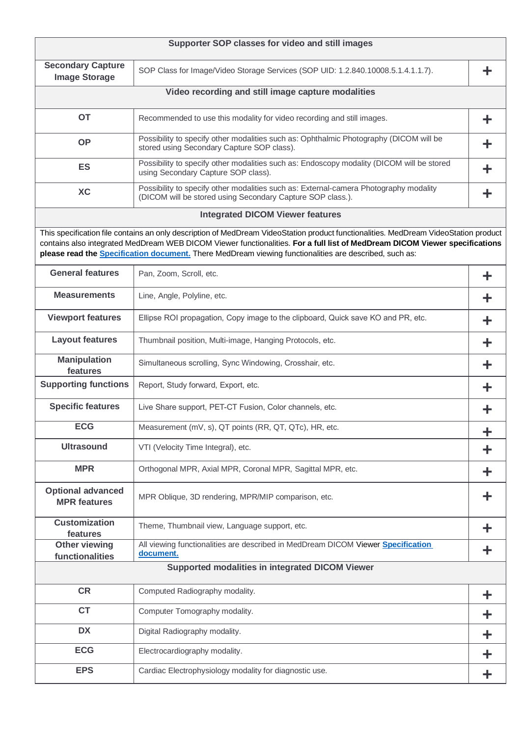| Supporter SOP classes for video and still images | | |
|---|---|---|
| **Secondary Capture Image Storage** | SOP Class for Image/Video Storage Services (SOP UID: 1.2.840.10008.5.1.4.1.1.7). | + |
| **Video recording and still image capture modalities** | | |
| **OT** | Recommended to use this modality for video recording and still images. | + |
| **OP** | Possibility to specify other modalities such as: Ophthalmic Photography (DICOM will be stored using Secondary Capture SOP class). | + |
| **ES** | Possibility to specify other modalities such as: Endoscopy modality (DICOM will be stored using Secondary Capture SOP class). | + |
| **XC** | Possibility to specify other modalities such as: External-camera Photography modality (DICOM will be stored using Secondary Capture SOP class.). | + |
| **Integrated DICOM Viewer features** | | |
| This specification file contains an only description of MedDream VideoStation product functionalities. MedDream VideoStation product contains also integrated MedDream WEB DICOM Viewer functionalities. **For a full list of MedDream DICOM Viewer specifications please read the Specification document.** There MedDream viewing functionalities are described, such as: | | |
| **General features** | Pan, Zoom, Scroll, etc. | + |
| **Measurements** | Line, Angle, Polyline, etc. | + |
| **Viewport features** | Ellipse ROI propagation, Copy image to the clipboard, Quick save KO and PR, etc. | + |
| **Layout features** | Thumbnail position, Multi-image, Hanging Protocols, etc. | + |
| **Manipulation features** | Simultaneous scrolling, Sync Windowing, Crosshair, etc. | + |
| **Supporting functions** | Report, Study forward, Export, etc. | + |
| **Specific features** | Live Share support, PET-CT Fusion, Color channels, etc. | + |
| **ECG** | Measurement (mV, s), QT points (RR, QT, QTc), HR, etc. | + |
| **Ultrasound** | VTI (Velocity Time Integral), etc. | + |
| **MPR** | Orthogonal MPR, Axial MPR, Coronal MPR, Sagittal MPR, etc. | + |
| **Optional advanced MPR features** | MPR Oblique, 3D rendering, MPR/MIP comparison, etc. | + |
| **Customization features** | Theme, Thumbnail view, Language support, etc. | + |
| **Other viewing functionalities** | All viewing functionalities are described in MedDream DICOM Viewer **Specification document.** | + |
| **Supported modalities in integrated DICOM Viewer** | | |
| **CR** | Computed Radiography modality. | + |
| **CT** | Computer Tomography modality. | + |
| **DX** | Digital Radiography modality. | + |
| **ECG** | Electrocardiography modality. | + |
| **EPS** | Cardiac Electrophysiology modality for diagnostic use. | + |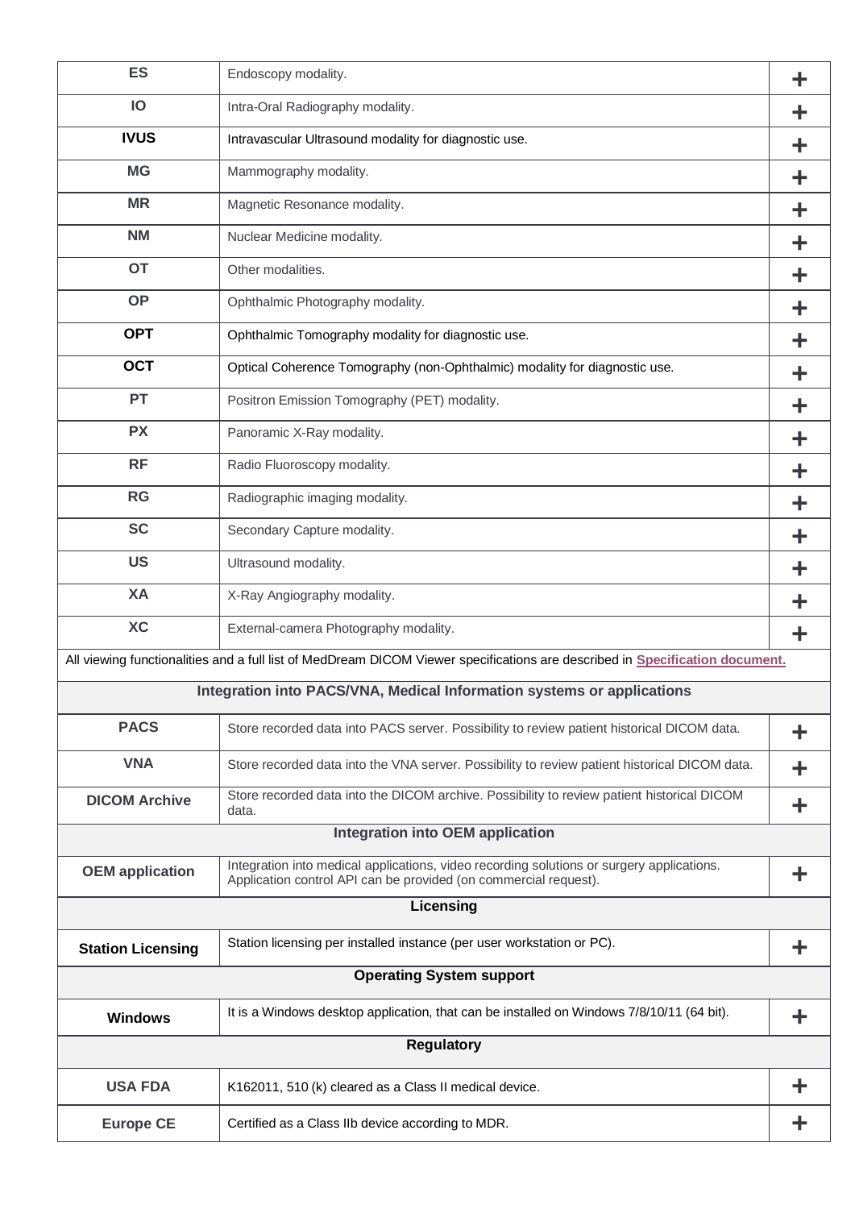| | | |
|---|---|---|
| **ES** | Endoscopy modality. | + |
| **IO** | Intra-Oral Radiography modality. | + |
| **IVUS** | Intravascular Ultrasound modality for diagnostic use. | + |
| **MG** | Mammography modality. | + |
| **MR** | Magnetic Resonance modality. | + |
| **NM** | Nuclear Medicine modality. | + |
| **OT** | Other modalities. | + |
| **OP** | Ophthalmic Photography modality. | + |
| **OPT** | Ophthalmic Tomography modality for diagnostic use. | + |
| **OCT** | Optical Coherence Tomography (non-Ophthalmic) modality for diagnostic use. | + |
| **PT** | Positron Emission Tomography (PET) modality. | + |
| **PX** | Panoramic X-Ray modality. | + |
| **RF** | Radio Fluoroscopy modality. | + |
| **RG** | Radiographic imaging modality. | + |
| **SC** | Secondary Capture modality. | + |
| **US** | Ultrasound modality. | + |
| **XA** | X-Ray Angiography modality. | + |
| **XC** | External-camera Photography modality. | + |
| All viewing functionalities and a full list of MedDream DICOM Viewer specifications are described in **Specification document.** | | |
| **Integration into PACS/VNA, Medical Information systems or applications** | | |
| **PACS** | Store recorded data into PACS server. Possibility to review patient historical DICOM data. | + |
| **VNA** | Store recorded data into the VNA server. Possibility to review patient historical DICOM data. | + |
| **DICOM Archive** | Store recorded data into the DICOM archive. Possibility to review patient historical DICOM data. | + |
| **Integration into OEM application** | | |
| **OEM application** | Integration into medical applications, video recording solutions or surgery applications. Application control API can be provided (on commercial request). | + |
| **Licensing** | | |
| **Station Licensing** | Station licensing per installed instance (per user workstation or PC). | + |
| **Operating System support** | | |
| **Windows** | It is a Windows desktop application, that can be installed on Windows 7/8/10/11 (64 bit). | + |
| **Regulatory** | | |
| **USA FDA** | K162011, 510 (k) cleared as a Class II medical device. | + |
| **Europe CE** | Certified as a Class IIb device according to MDR. | + |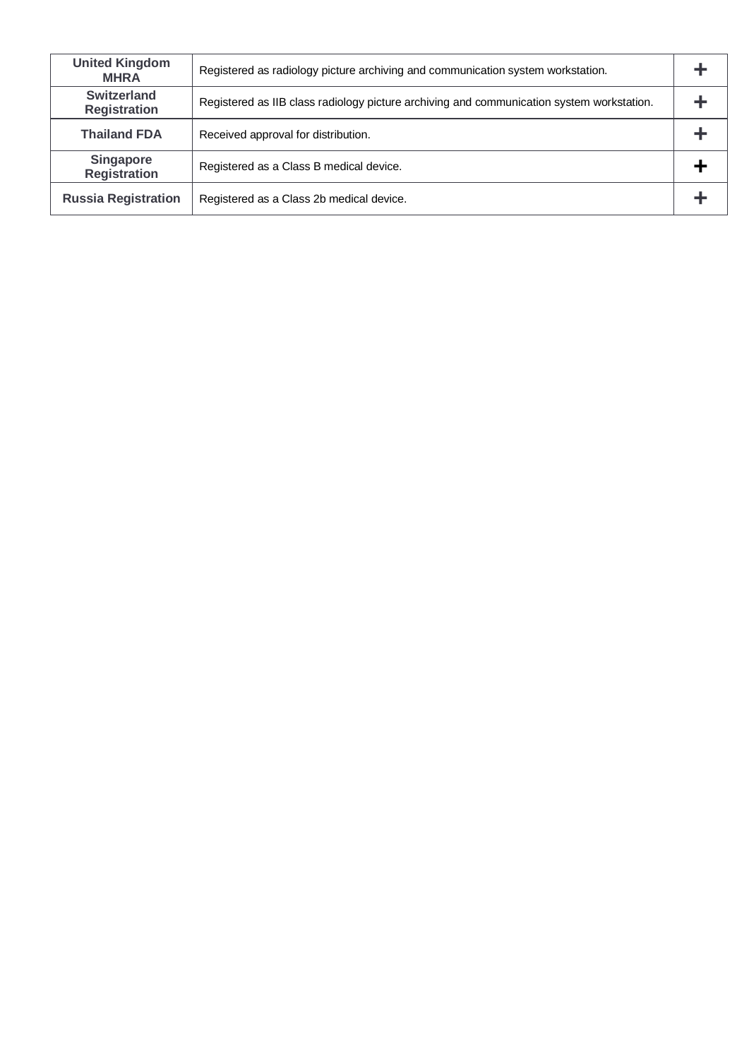| | | |
|---|---|---|
| **United Kingdom MHRA** | Registered as radiology picture archiving and communication system workstation. | + |
| **Switzerland Registration** | Registered as IIB class radiology picture archiving and communication system workstation. | + |
| **Thailand FDA** | Received approval for distribution. | + |
| **Singapore Registration** | Registered as a Class B medical device. | + |
| **Russia Registration** | Registered as a Class 2b medical device. | + |